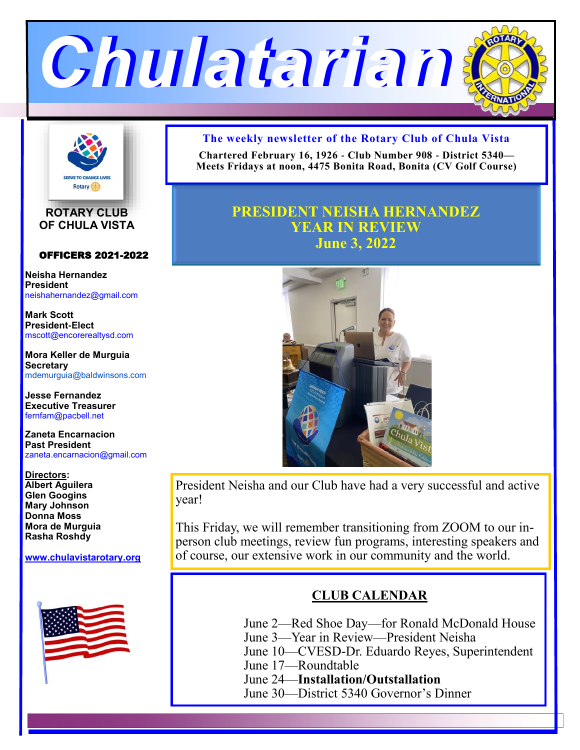# Chulatarian

**The weekly newsletter of the Rotary Club of Chula Vista**

**Chartered February 16, 1926 - Club Number 908 - District 5340— Meets Fridays at noon, 4475 Bonita Road, Bonita (CV Golf Course)**

**ROTARY CLUB OF CHULA VISTA**

**OFFICERS 2021-2022**

**Neisha Hernandez**
**President**
neishahernandez@gmail.com

**Mark Scott**
**President-Elect**
mscott@encorerealtysd.com

**Mora Keller de Murguia**
**Secretary**
mdemurguia@baldwinsons.com

**Jesse Fernandez**
**Executive Treasurer**
fernfam@pacbell.net

**Zaneta Encarnacion**
**Past President**
zaneta.encarnacion@gmail.com

**Directors:**
**Albert Aguilera**
**Glen Googins**
**Mary Johnson**
**Donna Moss**
**Mora de Murguia**
**Rasha Roshdy**

**www.chulavistarotary.org**

## PRESIDENT NEISHA HERNANDEZ YEAR IN REVIEW June 3, 2022

President Neisha and our Club have had a very successful and active year!

This Friday, we will remember transitioning from ZOOM to our in-person club meetings, review fun programs, interesting speakers and of course, our extensive work in our community and the world.

## CLUB CALENDAR

June 2—Red Shoe Day—for Ronald McDonald House
June 3—Year in Review—President Neisha
June 10—CVESD-Dr. Eduardo Reyes, Superintendent
June 17—Roundtable
June 24—**Installation/Outstallation**
June 30—District 5340 Governor's Dinner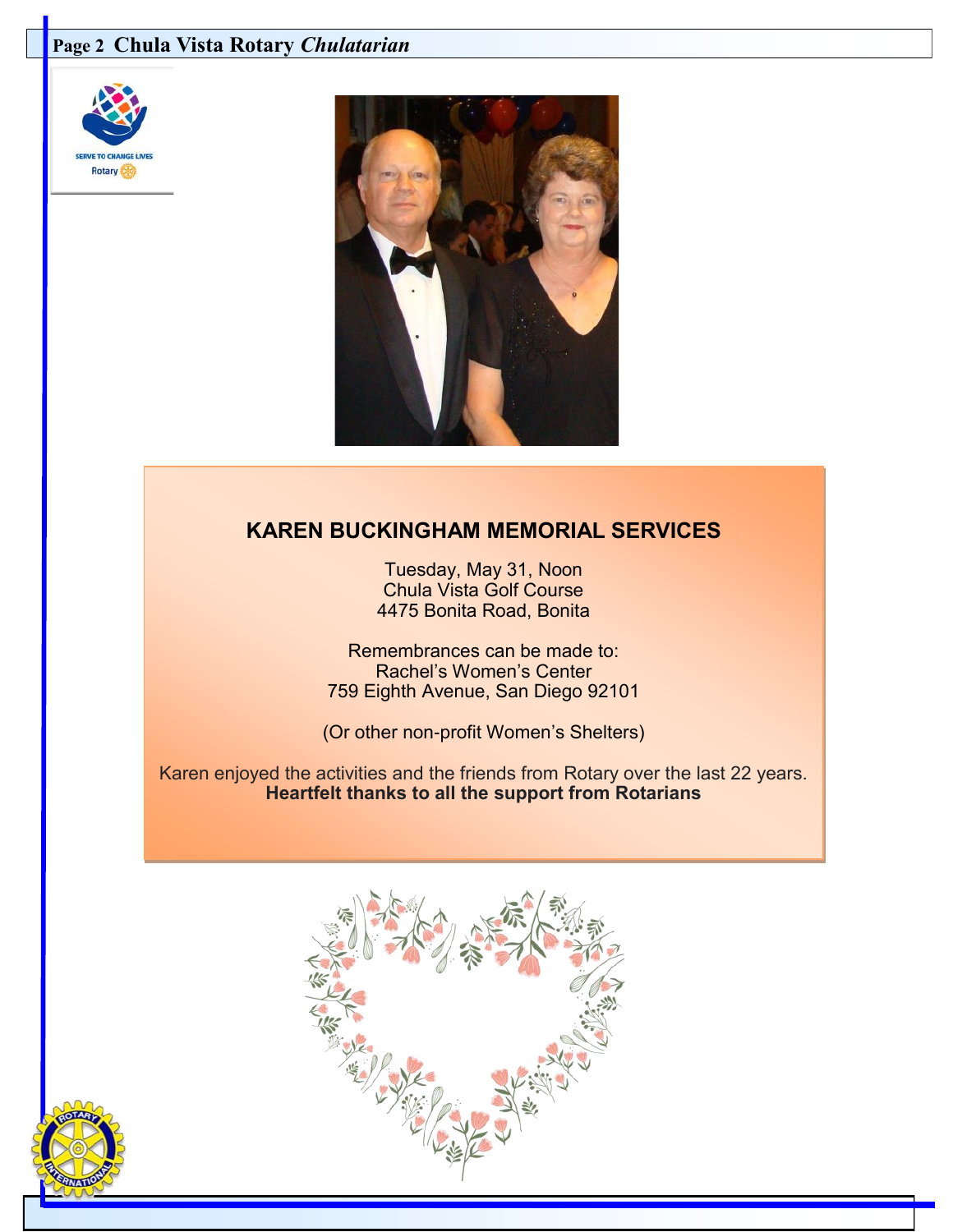## KAREN BUCKINGHAM MEMORIAL SERVICES

Tuesday, May 31, Noon
Chula Vista Golf Course
4475 Bonita Road, Bonita

Remembrances can be made to:
Rachel's Women's Center
759 Eighth Avenue, San Diego 92101

(Or other non-profit Women's Shelters)

Karen enjoyed the activities and the friends from Rotary over the last 22 years.
**Heartfelt thanks to all the support from Rotarians**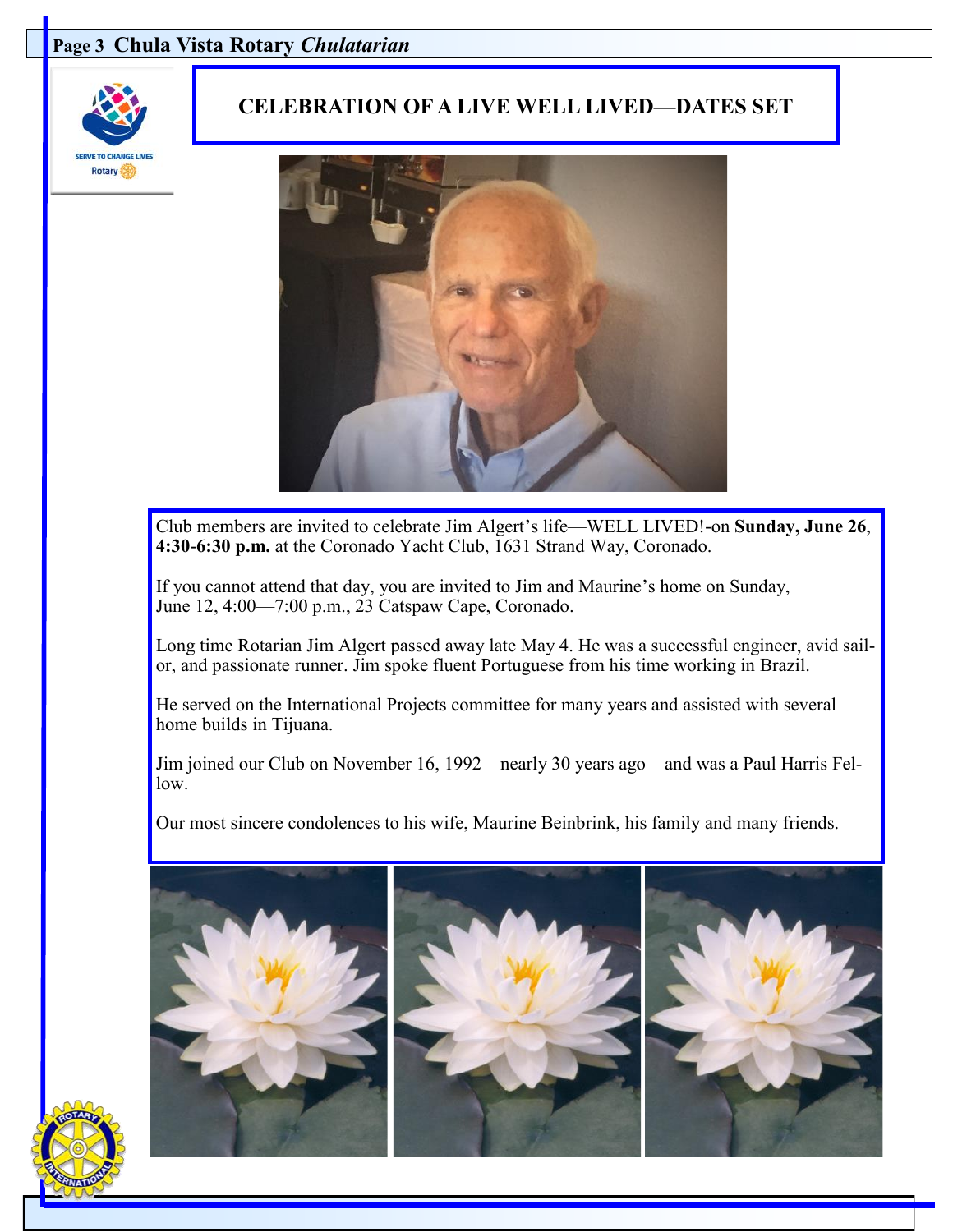# CELEBRATION OF A LIVE WELL LIVED—DATES SET

Club members are invited to celebrate Jim Algert's life—WELL LIVED!-on **Sunday, June 26**, **4:30-6:30 p.m.** at the Coronado Yacht Club, 1631 Strand Way, Coronado.

If you cannot attend that day, you are invited to Jim and Maurine's home on Sunday, June 12, 4:00—7:00 p.m., 23 Catspaw Cape, Coronado.

Long time Rotarian Jim Algert passed away late May 4. He was a successful engineer, avid sailor, and passionate runner. Jim spoke fluent Portuguese from his time working in Brazil.

He served on the International Projects committee for many years and assisted with several home builds in Tijuana.

Jim joined our Club on November 16, 1992—nearly 30 years ago—and was a Paul Harris Fellow.

Our most sincere condolences to his wife, Maurine Beinbrink, his family and many friends.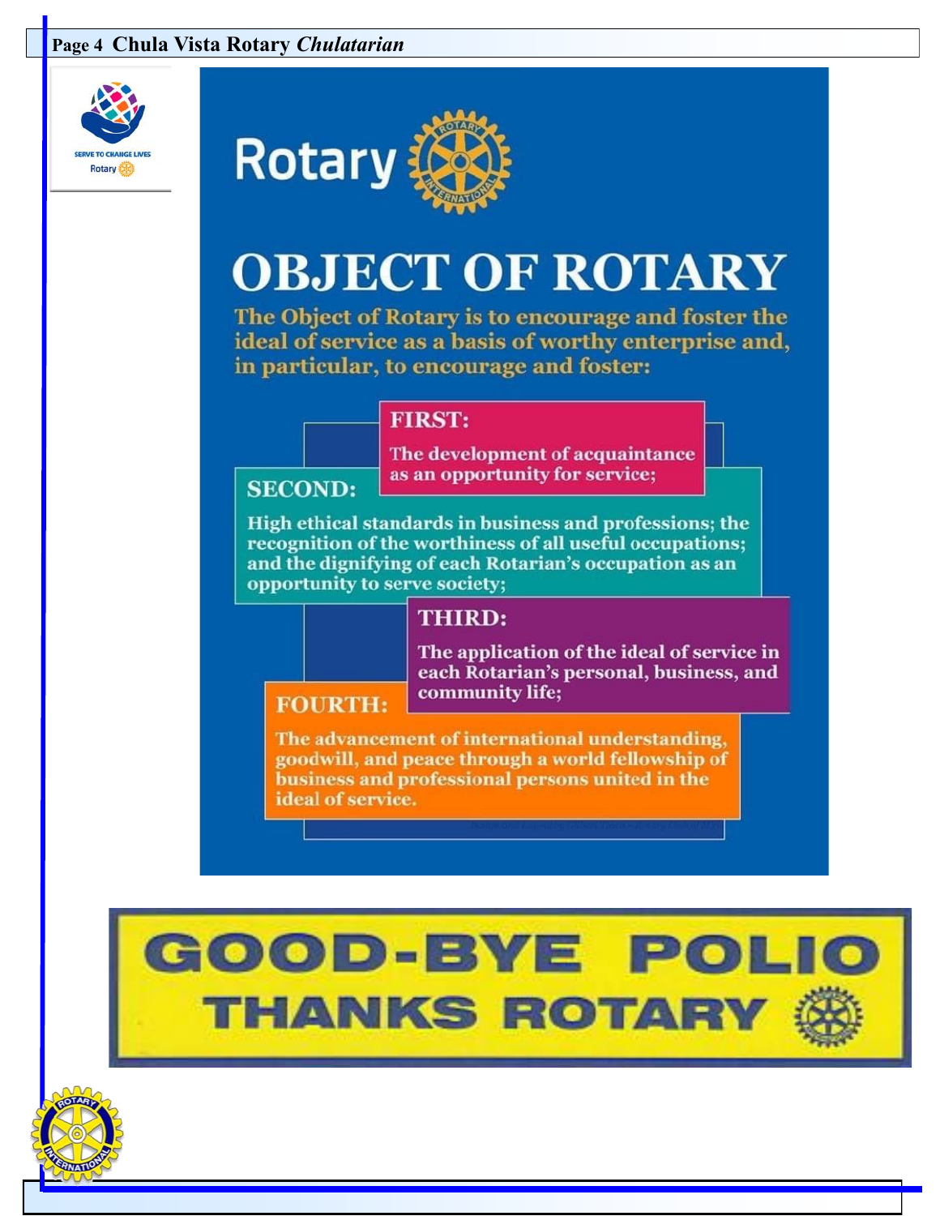SERVE TO CHANGE LIVES

Rotary

# Rotary

# OBJECT OF ROTARY

The Object of Rotary is to encourage and foster the ideal of service as a basis of worthy enterprise and, in particular, to encourage and foster:

**FIRST:**

The development of acquaintance as an opportunity for service;

**SECOND:**

High ethical standards in business and professions; the recognition of the worthiness of all useful occupations; and the dignifying of each Rotarian's occupation as an opportunity to serve society;

**THIRD:**

The application of the ideal of service in each Rotarian's personal, business, and community life;

**FOURTH:**

The advancement of international understanding, goodwill, and peace through a world fellowship of business and professional persons united in the ideal of service.

## GOOD-BYE POLIO THANKS ROTARY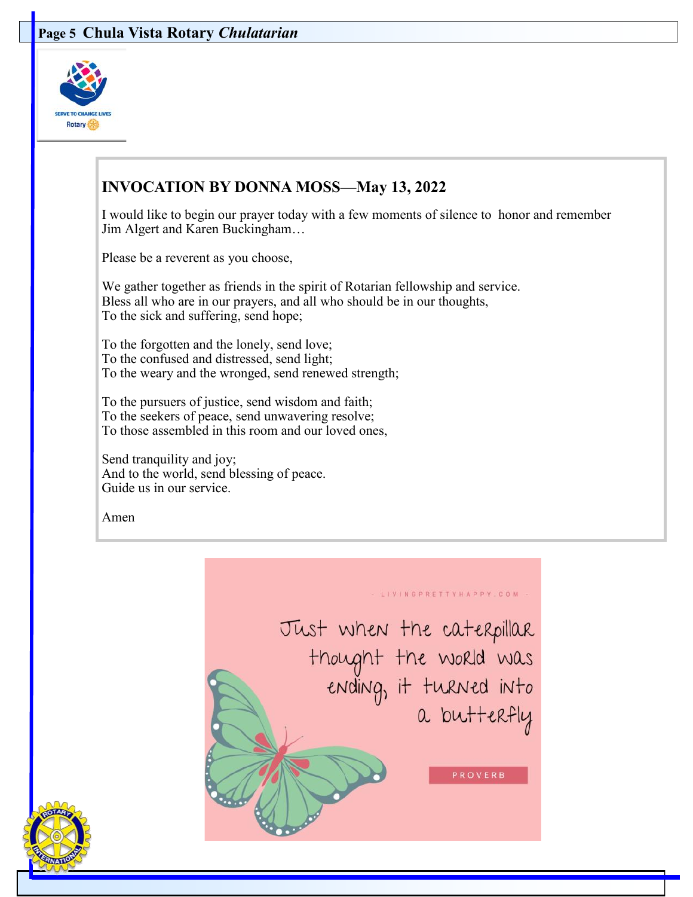## INVOCATION BY DONNA MOSS—May 13, 2022

I would like to begin our prayer today with a few moments of silence to honor and remember Jim Algert and Karen Buckingham…

Please be a reverent as you choose,

We gather together as friends in the spirit of Rotarian fellowship and service.
Bless all who are in our prayers, and all who should be in our thoughts,
To the sick and suffering, send hope;

To the forgotten and the lonely, send love;
To the confused and distressed, send light;
To the weary and the wronged, send renewed strength;

To the pursuers of justice, send wisdom and faith;
To the seekers of peace, send unwavering resolve;
To those assembled in this room and our loved ones,

Send tranquility and joy;
And to the world, send blessing of peace.
Guide us in our service.

Amen

- LIVINGPRETTYHAPPY.COM -

Just when the caterpillar thought the world was ending, it turned into a butterfly

PROVERB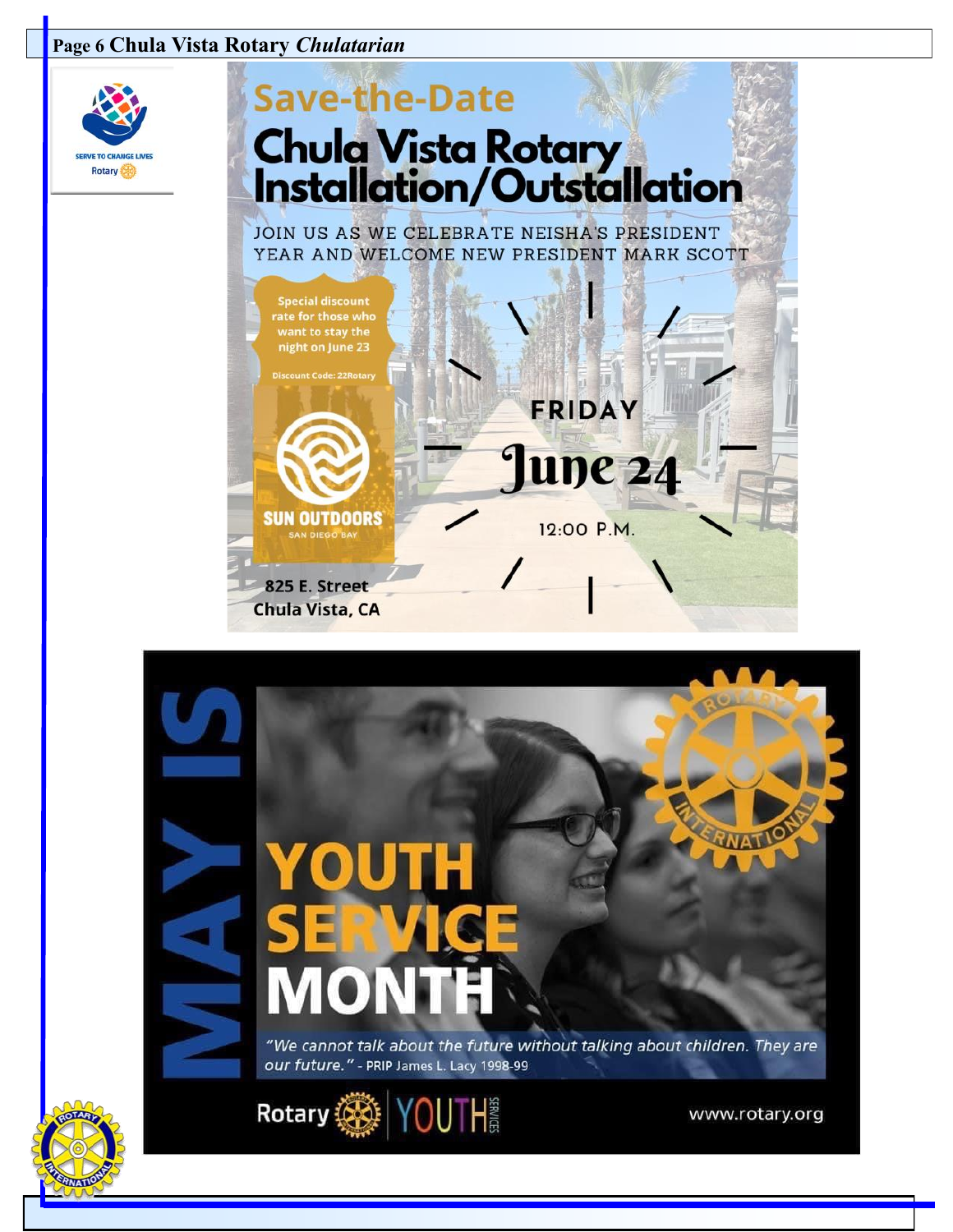Save-the-Date

# Chula Vista Rotary Installation/Outstallation

JOIN US AS WE CELEBRATE NEISHA'S PRESIDENT YEAR AND WELCOME NEW PRESIDENT MARK SCOTT

Special discount rate for those who want to stay the night on June 23

Discount Code: 22Rotary

SUN OUTDOORS
SAN DIEGO BAY

FRIDAY
June 24
12:00 P.M.

825 E. Street
Chula Vista, CA

# MAY IS YOUTH SERVICE MONTH

*"We cannot talk about the future without talking about children. They are our future."* - PRIP James L. Lacy 1998-99

Rotary | YOUTH SERVICES

www.rotary.org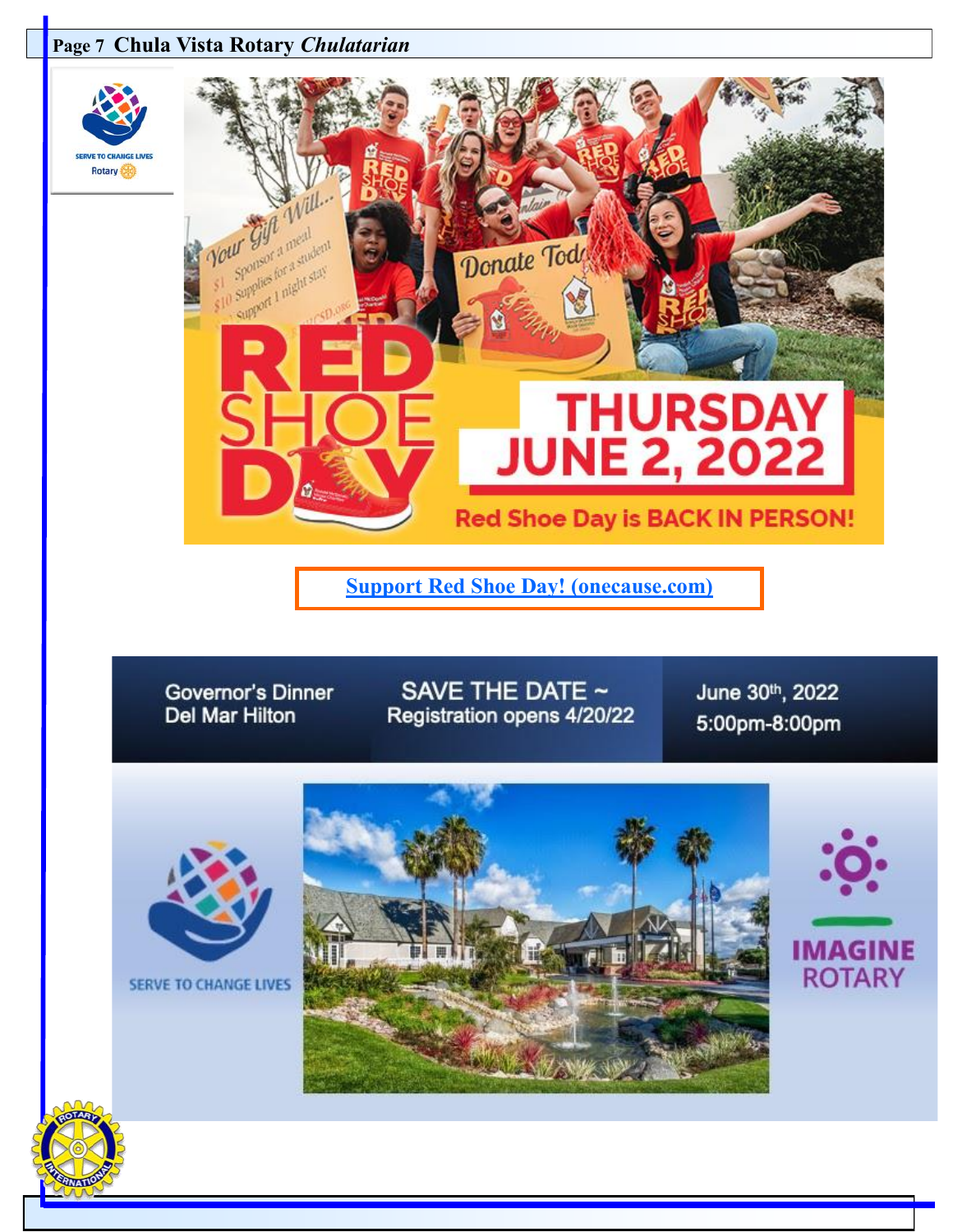RED SHOE DAY

THURSDAY JUNE 2, 2022

Red Shoe Day is BACK IN PERSON!

[Support Red Shoe Day! (onecause.com)](onecause.com)

Governor's Dinner
Del Mar Hilton

SAVE THE DATE ~
Registration opens 4/20/22

June 30th, 2022
5:00pm-8:00pm

SERVE TO CHANGE LIVES

IMAGINE ROTARY